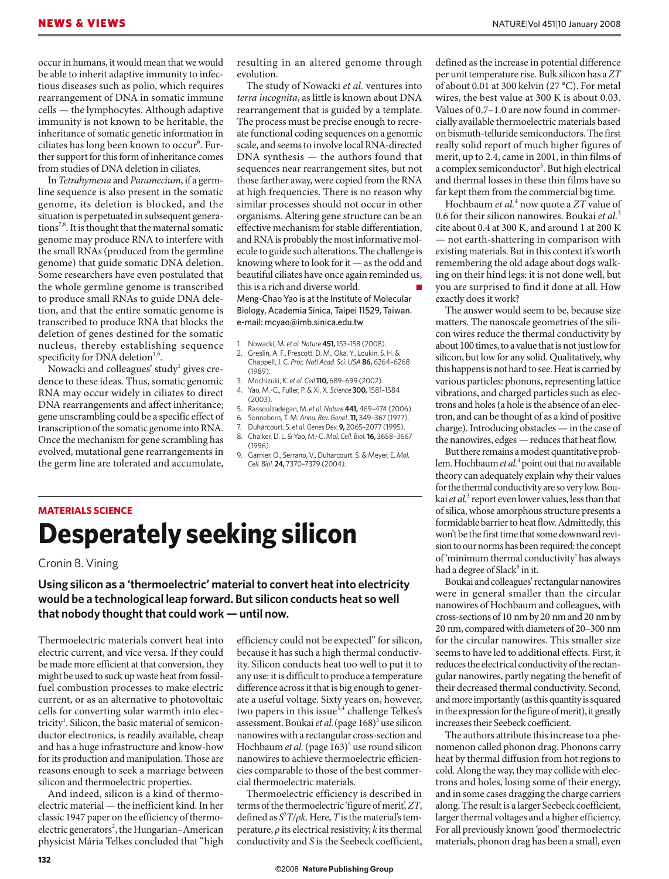occur in humans, it would mean that we would be able to inherit adaptive immunity to infectious diseases such as polio, which requires rearrangement of DNA in somatic immune cells — the lymphocytes. Although adaptive immunity is not known to be heritable, the inheritance of somatic genetic information in ciliates has long been known to occur[6]. Further support for this form of inheritance comes from studies of DNA deletion in ciliates.

In *Tetrahymena* and *Paramecium*, if a germline sequence is also present in the somatic genome, its deletion is blocked, and the situation is perpetuated in subsequent generations[7,8]. It is thought that the maternal somatic genome may produce RNA to interfere with the small RNAs (produced from the germline genome) that guide somatic DNA deletion. Some researchers have even postulated that the whole germline genome is transcribed to produce small RNAs to guide DNA deletion, and that the entire somatic genome is transcribed to produce RNA that blocks the deletion of genes destined for the somatic nucleus, thereby establishing sequence specificity for DNA deletion[3,9].

Nowacki and colleagues' study[1] gives credence to these ideas. Thus, somatic genomic RNA may occur widely in ciliates to direct DNA rearrangements and affect inheritance; gene unscrambling could be a specific effect of transcription of the somatic genome into RNA. Once the mechanism for gene scrambling has evolved, mutational gene rearrangements in the germ line are tolerated and accumulate, resulting in an altered genome through evolution.

The study of Nowacki *et al.* ventures into *terra incognita*, as little is known about DNA rearrangement that is guided by a template. The process must be precise enough to recreate functional coding sequences on a genomic scale, and seems to involve local RNA-directed DNA synthesis — the authors found that sequences near rearrangement sites, but not those farther away, were copied from the RNA at high frequencies. There is no reason why similar processes should not occur in other organisms. Altering gene structure can be an effective mechanism for stable differentiation, and RNA is probably the most informative molecule to guide such alterations. The challenge is knowing where to look for it — as the odd and beautiful ciliates have once again reminded us, this is a rich and diverse world. ■

Meng-Chao Yao is at the Institute of Molecular Biology, Academia Sinica, Taipei 11529, Taiwan.
e-mail: mcyao@imb.sinica.edu.tw

1. Nowacki, M. *et al. Nature* **451,** 153–158 (2008).
2. Greslin, A. F., Prescott, D. M., Oka, Y., Loukin, S. H. & Chappell, J. C. *Proc. Natl Acad. Sci. USA* **86,** 6264–6268 (1989).
3. Mochizuki, K. *et al. Cell* **110,** 689–699 (2002).
4. Yao, M.-C., Fuller, P. & Xi, X. *Science* **300,** 1581–1584 (2003).
5. Rassoulzadegan, M. *et al. Nature* **441,** 469–474 (2006).
6. Sonneborn, T. M. *Annu. Rev. Genet.* **11,** 349–367 (1977).
7. Duharcourt, S. *et al. Genes Dev.* **9,** 2065–2077 (1995).
8. Chalker, D. L. & Yao, M.-C. *Mol. Cell. Biol.* **16,** 3658–3667 (1996).
9. Garnier, O., Serrano, V., Duharcourt, S. & Meyer, E. *Mol. Cell. Biol.* **24,** 7370–7379 (2004).

## MATERIALS SCIENCE

# Desperately seeking silicon

Cronin B. Vining

**Using silicon as a 'thermoelectric' material to convert heat into electricity would be a technological leap forward. But silicon conducts heat so well that nobody thought that could work — until now.**

Thermoelectric materials convert heat into electric current, and vice versa. If they could be made more efficient at that conversion, they might be used to suck up waste heat from fossil-fuel combustion processes to make electric current, or as an alternative to photovoltaic cells for converting solar warmth into electricity[1]. Silicon, the basic material of semiconductor electronics, is readily available, cheap and has a huge infrastructure and know-how for its production and manipulation. Those are reasons enough to seek a marriage between silicon and thermoelectric properties.

And indeed, silicon is a kind of thermoelectric material — the inefficient kind. In her classic 1947 paper on the efficiency of thermoelectric generators[2], the Hungarian–American physicist Mária Telkes concluded that "high efficiency could not be expected" for silicon, because it has such a high thermal conductivity. Silicon conducts heat too well to put it to any use: it is difficult to produce a temperature difference across it that is big enough to generate a useful voltage. Sixty years on, however, two papers in this issue[3,4] challenge Telkes's assessment. Boukai *et al.* (page 168)[3] use silicon nanowires with a rectangular cross-section and Hochbaum *et al.* (page 163)[4] use round silicon nanowires to achieve thermoelectric efficiencies comparable to those of the best commercial thermoelectric materials.

Thermoelectric efficiency is described in terms of the thermoelectric 'figure of merit', $ZT$, defined as $S^2T/\rho k$. Here, $T$ is the material's temperature, $\rho$ its electrical resistivity, $k$ its thermal conductivity and $S$ is the Seebeck coefficient, defined as the increase in potential difference per unit temperature rise. Bulk silicon has a $ZT$ of about 0.01 at 300 kelvin (27 °C). For metal wires, the best value at 300 K is about 0.03. Values of 0.7–1.0 are now found in commercially available thermoelectric materials based on bismuth-telluride semiconductors. The first really solid report of much higher figures of merit, up to 2.4, came in 2001, in thin films of a complex semiconductor[5]. But high electrical and thermal losses in these thin films have so far kept them from the commercial big time.

Hochbaum *et al.*[4] now quote a $ZT$ value of 0.6 for their silicon nanowires. Boukai *et al.*[3] cite about 0.4 at 300 K, and around 1 at 200 K — not earth-shattering in comparison with existing materials. But in this context it's worth remembering the old adage about dogs walking on their hind legs: it is not done well, but you are surprised to find it done at all. How exactly does it work?

The answer would seem to be, because size matters. The nanoscale geometries of the silicon wires reduce the thermal conductivity by about 100 times, to a value that is not just low for silicon, but low for any solid. Qualitatively, why this happens is not hard to see. Heat is carried by various particles: phonons, representing lattice vibrations, and charged particles such as electrons and holes (a hole is the absence of an electron, and can be thought of as a kind of positive charge). Introducing obstacles — in the case of the nanowires, edges — reduces that heat flow.

But there remains a modest quantitative problem. Hochbaum *et al.*[4] point out that no available theory can adequately explain why their values for the thermal conductivity are so very low. Boukai *et al.*[3] report even lower values, less than that of silica, whose amorphous structure presents a formidable barrier to heat flow. Admittedly, this won't be the first time that some downward revision to our norms has been required: the concept of 'minimum thermal conductivity' has always had a degree of Slack[6] in it.

Boukai and colleagues' rectangular nanowires were in general smaller than the circular nanowires of Hochbaum and colleagues, with cross-sections of 10 nm by 20 nm and 20 nm by 20 nm, compared with diameters of 20–300 nm for the circular nanowires. This smaller size seems to have led to additional effects. First, it reduces the electrical conductivity of the rectangular nanowires, partly negating the benefit of their decreased thermal conductivity. Second, and more importantly (as this quantity is squared in the expression for the figure of merit), it greatly increases their Seebeck coefficient.

The authors attribute this increase to a phenomenon called phonon drag. Phonons carry heat by thermal diffusion from hot regions to cold. Along the way, they may collide with electrons and holes, losing some of their energy, and in some cases dragging the charge carriers along. The result is a larger Seebeck coefficient, larger thermal voltages and a higher efficiency. For all previously known 'good' thermoelectric materials, phonon drag has been a small, even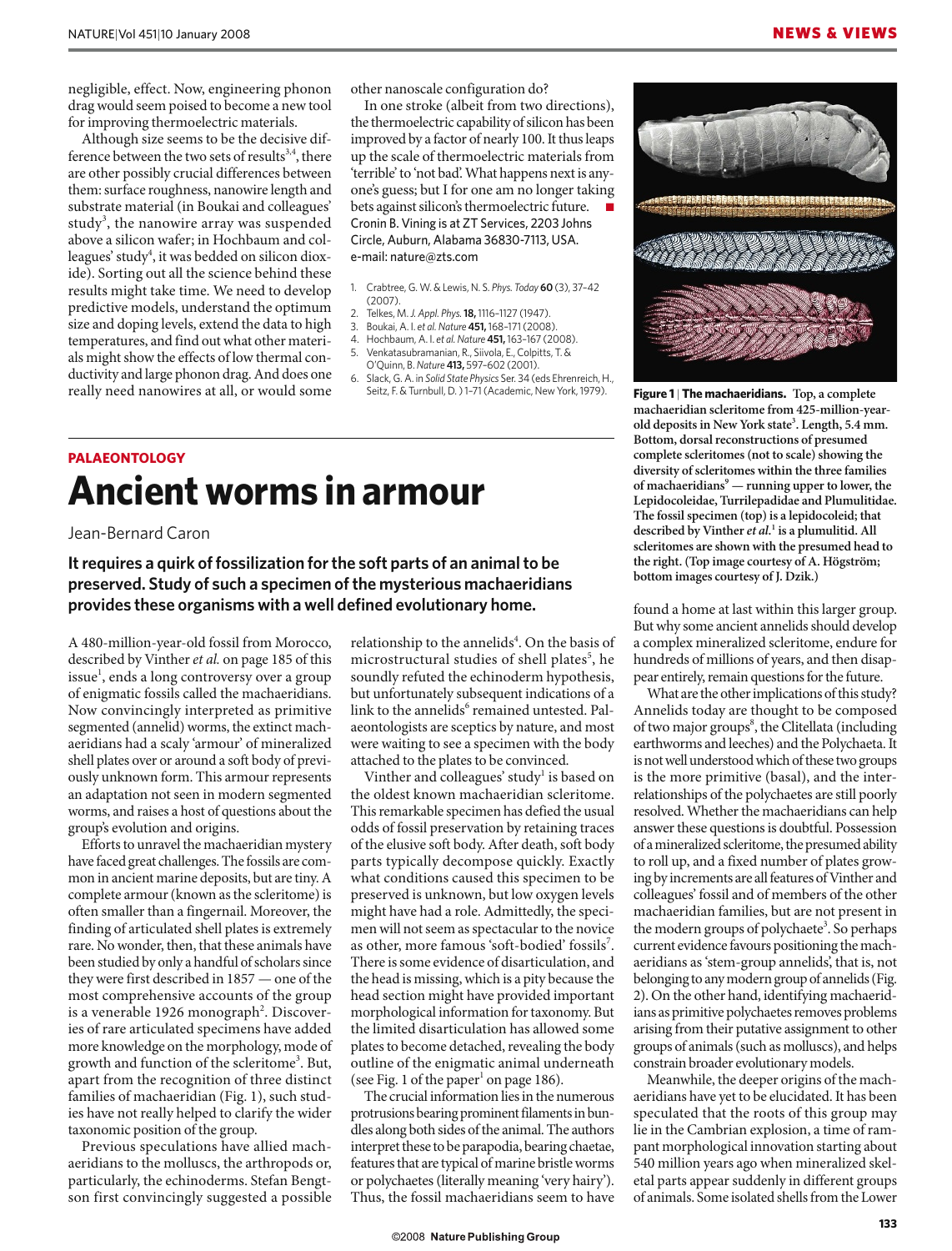negligible, effect. Now, engineering phonon drag would seem poised to become a new tool for improving thermoelectric materials.

Although size seems to be the decisive difference between the two sets of results[3,4], there are other possibly crucial differences between them: surface roughness, nanowire length and substrate material (in Boukai and colleagues' study[3], the nanowire array was suspended above a silicon wafer; in Hochbaum and colleagues' study[4], it was bedded on silicon dioxide). Sorting out all the science behind these results might take time. We need to develop predictive models, understand the optimum size and doping levels, extend the data to high temperatures, and find out what other materials might show the effects of low thermal conductivity and large phonon drag. And does one really need nanowires at all, or would some other nanoscale configuration do?

In one stroke (albeit from two directions), the thermoelectric capability of silicon has been improved by a factor of nearly 100. It thus leaps up the scale of thermoelectric materials from 'terrible' to 'not bad'. What happens next is anyone's guess; but I for one am no longer taking bets against silicon's thermoelectric future. ■

Cronin B. Vining is at ZT Services, 2203 Johns Circle, Auburn, Alabama 36830-7113, USA.
e-mail: nature@zts.com

1. Crabtree, G. W. & Lewis, N. S. *Phys. Today* **60** (3), 37–42 (2007).
2. Telkes, M. *J. Appl. Phys.* **18,** 1116–1127 (1947).
3. Boukai, A. I. *et al. Nature* **451,** 168–171 (2008).
4. Hochbaum, A. I. *et al. Nature* **451,** 163–167 (2008).
5. Venkatasubramanian, R., Siivola, E., Colpitts, T. & O'Quinn, B. *Nature* **413,** 597–602 (2001).
6. Slack, G. A. in *Solid State Physics* Ser. 34 (eds Ehrenreich, H., Seitz, F. & Turnbull, D. ) 1–71 (Academic, New York, 1979).

**PALAEONTOLOGY**

# Ancient worms in armour

Jean-Bernard Caron

**It requires a quirk of fossilization for the soft parts of an animal to be preserved. Study of such a specimen of the mysterious machaeridians provides these organisms with a well defined evolutionary home.**

A 480-million-year-old fossil from Morocco, described by Vinther *et al.* on page 185 of this issue[1], ends a long controversy over a group of enigmatic fossils called the machaeridians. Now convincingly interpreted as primitive segmented (annelid) worms, the extinct machaeridians had a scaly 'armour' of mineralized shell plates over or around a soft body of previously unknown form. This armour represents an adaptation not seen in modern segmented worms, and raises a host of questions about the group's evolution and origins.

Efforts to unravel the machaeridian mystery have faced great challenges. The fossils are common in ancient marine deposits, but are tiny. A complete armour (known as the scleritome) is often smaller than a fingernail. Moreover, the finding of articulated shell plates is extremely rare. No wonder, then, that these animals have been studied by only a handful of scholars since they were first described in 1857 — one of the most comprehensive accounts of the group is a venerable 1926 monograph[2]. Discoveries of rare articulated specimens have added more knowledge on the morphology, mode of growth and function of the scleritome[3]. But, apart from the recognition of three distinct families of machaeridians (Fig. 1), such studies have not really helped to clarify the wider taxonomic position of the group.

Previous speculations have allied machaeridians to the molluscs, the arthropods or, particularly, the echinoderms. Stefan Bengtson first convincingly suggested a possible relationship to the annelids[4]. On the basis of microstructural studies of shell plates[5], he soundly refuted the echinoderm hypothesis, but unfortunately subsequent indications of a link to the annelids[6] remained untested. Palaeontologists are sceptics by nature, and most were waiting to see a specimen with the body attached to the plates to be convinced.

Vinther and colleagues' study[1] is based on the oldest known machaeridian scleritome. This remarkable specimen has defied the usual odds of fossil preservation by retaining traces of the elusive soft body. After death, soft body parts typically decompose quickly. Exactly what conditions caused this specimen to be preserved is unknown, but low oxygen levels might have had a role. Admittedly, the specimen will not seem as spectacular to the novice as other, more famous 'soft-bodied' fossils[7]. There is some evidence of disarticulation, and the head is missing, which is a pity because the head section might have provided important morphological information for taxonomy. But the limited disarticulation has allowed some plates to become detached, revealing the body outline of the enigmatic animal underneath (see Fig. 1 of the paper[1] on page 186).

The crucial information lies in the numerous protrusions bearing prominent filaments in bundles along both sides of the animal. The authors interpret these to be parapodia, bearing chaetae, features that are typical of marine bristle worms or polychaetes (literally meaning 'very hairy'). Thus, the fossil machaeridians seem to have found a home at last within this larger group. But why some ancient annelids should develop a complex mineralized scleritome, endure for hundreds of millions of years, and then disappear entirely, remain questions for the future.

**Figure 1 | The machaeridians.** **Top, a complete machaeridian scleritome from 425-million-year-old deposits in New York state[3]. Length, 5.4 mm. Bottom, dorsal reconstructions of presumed complete scleritomes (not to scale) showing the diversity of sclerites within the three families of machaeridians[9] — running upper to lower, the Lepidocoleidae, Turrilepadidae and Plumulitidae. The fossil specimen (top) is a lepidocoleid; that described by Vinther *et al.*[1] is a plumulitid. All scleritomes are shown with the presumed head to the right. (Top image courtesy of A. Högström; bottom images courtesy of J. Dzik.)**

What are the other implications of this study? Annelids today are thought to be composed of two major groups[8], the Clitellata (including earthworms and leeches) and the Polychaeta. It is not well understood which of these two groups is the more primitive (basal), and the interrelationships of the polychaetes are still poorly resolved. Whether the machaeridians can help answer these questions is doubtful. Possession of a mineralized scleritome, the presumed ability to roll up, and a fixed number of plates growing by increments are all features of Vinther and colleagues' fossil and of members of the other machaeridian families, but are not present in the modern groups of polychaete[3]. So perhaps current evidence favours positioning the machaeridians as 'stem-group annelids', that is, not belonging to any modern group of annelids (Fig. 2). On the other hand, identifying machaeridians as primitive polychaetes removes problems arising from their putative assignment to other groups of animals (such as molluscs), and helps constrain broader evolutionary models.

Meanwhile, the deeper origins of the machaeridians have yet to be elucidated. It has been speculated that the roots of this group may lie in the Cambrian explosion, a time of rampant morphological innovation starting about 540 million years ago when mineralized skeletal parts appear suddenly in different groups of animals. Some isolated shells from the Lower